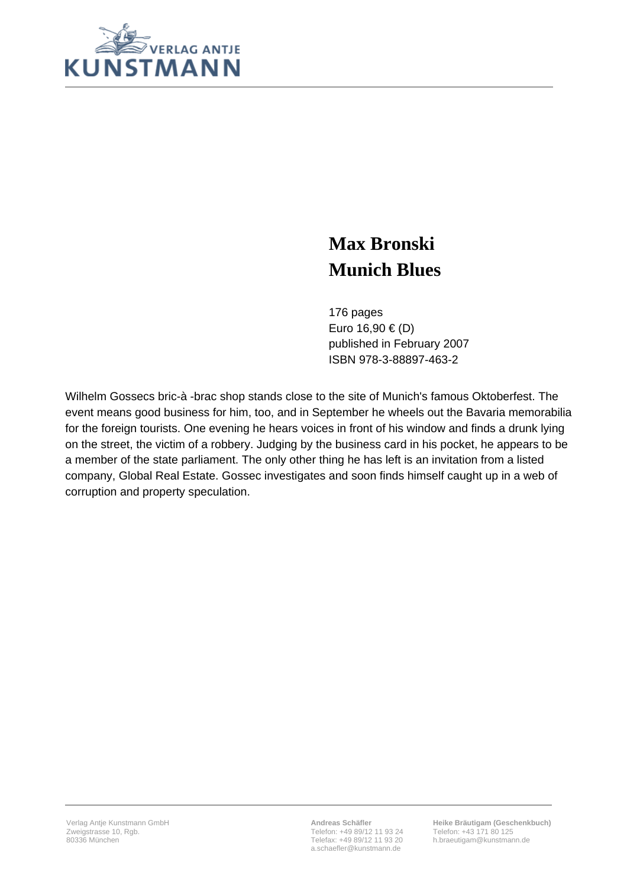VERLAG ANTJE KUNSTMANN

# Max Bronski
# Munich Blues

176 pages
Euro 16,90 € (D)
published in February 2007
ISBN 978-3-88897-463-2

Wilhelm Gossecs bric-à -brac shop stands close to the site of Munich's famous Oktoberfest. The event means good business for him, too, and in September he wheels out the Bavaria memorabilia for the foreign tourists. One evening he hears voices in front of his window and finds a drunk lying on the street, the victim of a robbery. Judging by the business card in his pocket, he appears to be a member of the state parliament. The only other thing he has left is an invitation from a listed company, Global Real Estate. Gossec investigates and soon finds himself caught up in a web of corruption and property speculation.

Verlag Antje Kunstmann GmbH
Zweigstrasse 10, Rgb.
80336 München

**Andreas Schäfler**
Telefon: +49 89/12 11 93 24
Telefax: +49 89/12 11 93 20
a.schaefler@kunstmann.de

**Heike Bräutigam (Geschenkbuch)**
Telefon: +43 171 80 125
h.braeutigam@kunstmann.de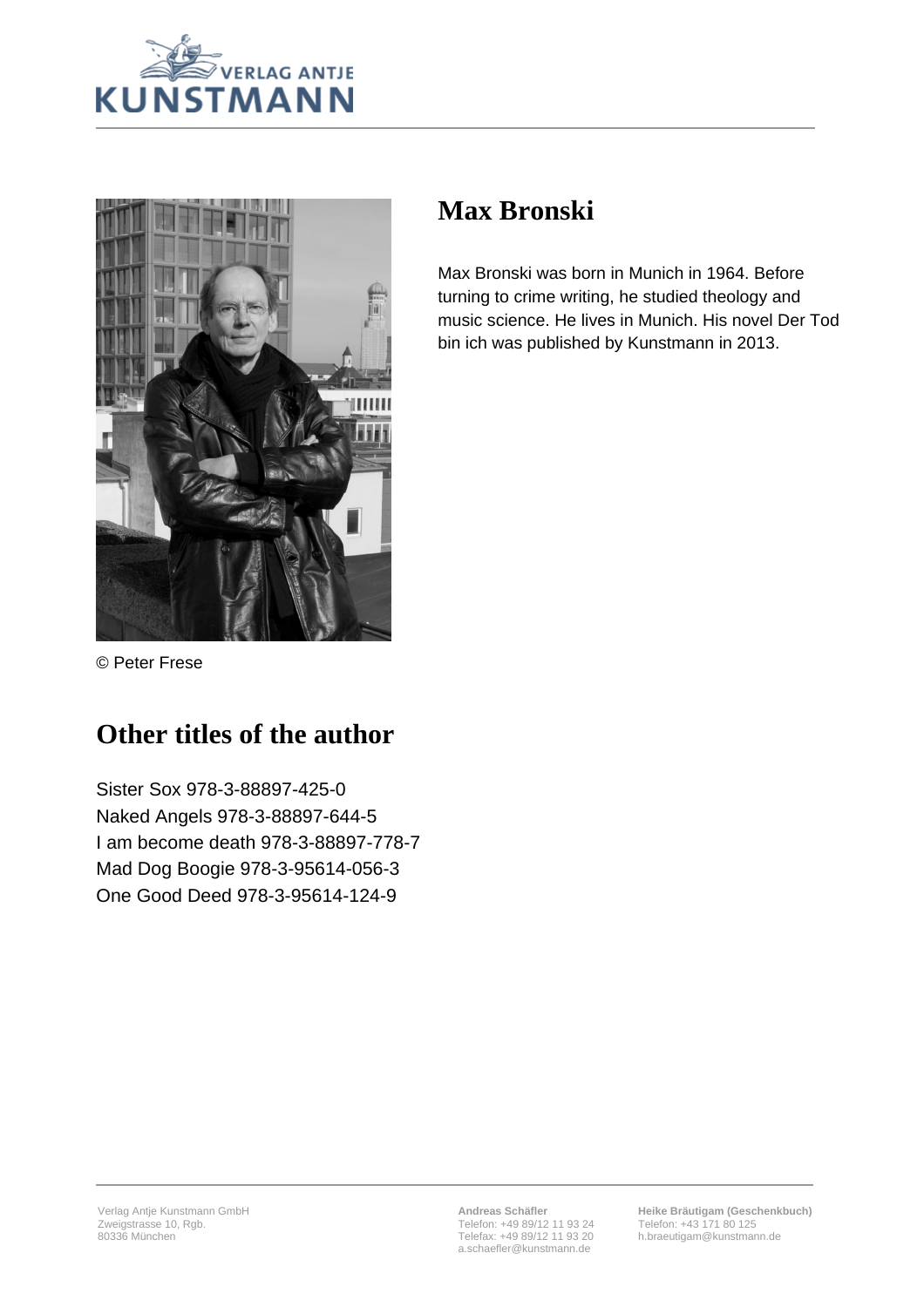# Max Bronski

Max Bronski was born in Munich in 1964. Before turning to crime writing, he studied theology and music science. He lives in Munich. His novel Der Tod bin ich was published by Kunstmann in 2013.

© Peter Frese

## Other titles of the author

Sister Sox 978-3-88897-425-0
Naked Angels 978-3-88897-644-5
I am become death 978-3-88897-778-7
Mad Dog Boogie 978-3-95614-056-3
One Good Deed 978-3-95614-124-9

Verlag Antje Kunstmann GmbH
Zweigstrasse 10, Rgb.
80336 München

**Andreas Schäfler**
Telefon: +49 89/12 11 93 24
Telefax: +49 89/12 11 93 20
a.schaefler@kunstmann.de

**Heike Bräutigam (Geschenkbuch)**
Telefon: +43 171 80 125
h.braeutigam@kunstmann.de